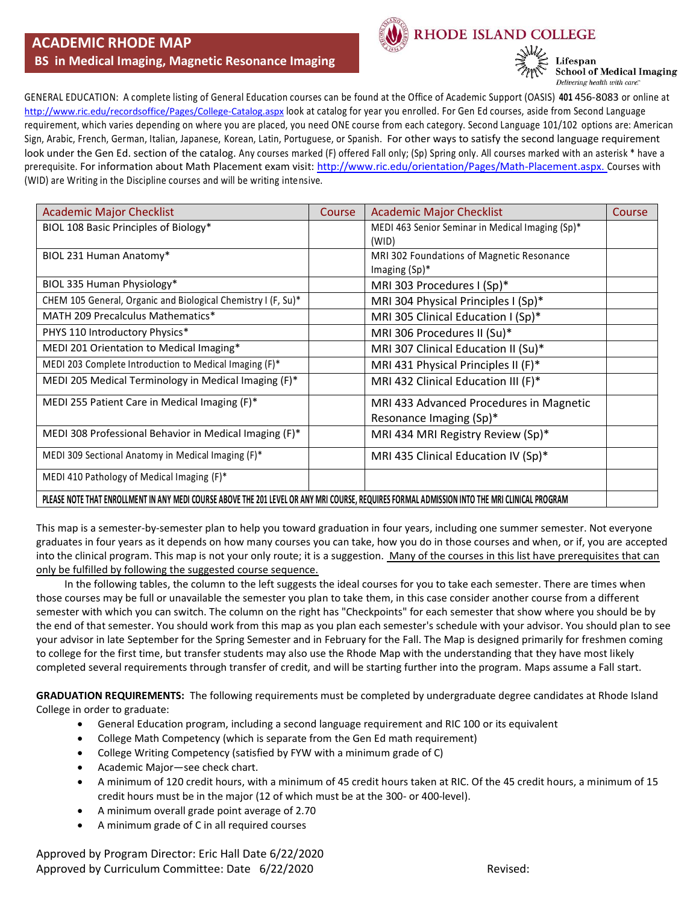# ACADEMIC RHODE MAP

## BS in Medical Imaging, Magnetic Resonance Imaging

RHODE ISLAND COLLEGE

Lifespan School of Medical Imaging
*Delivering health with care.*

GENERAL EDUCATION: A complete listing of General Education courses can be found at the Office of Academic Support (OASIS) **401** 456-8083 or online at http://www.ric.edu/recordsoffice/Pages/College-Catalog.aspx look at catalog for year you enrolled. For Gen Ed courses, aside from Second Language requirement, which varies depending on where you are placed, you need ONE course from each category. Second Language 101/102 options are: American Sign, Arabic, French, German, Italian, Japanese, Korean, Latin, Portuguese, or Spanish. For other ways to satisfy the second language requirement look under the Gen Ed. section of the catalog. Any courses marked (F) offered Fall only; (Sp) Spring only. All courses marked with an asterisk * have a prerequisite. For information about Math Placement exam visit: http://www.ric.edu/orientation/Pages/Math-Placement.aspx. Courses with (WID) are Writing in the Discipline courses and will be writing intensive.

| Academic Major Checklist | Course | Academic Major Checklist | Course |
|---|---|---|---|
| BIOL 108 Basic Principles of Biology* | | MEDI 463 Senior Seminar in Medical Imaging (Sp)* (WID) | |
| BIOL 231 Human Anatomy* | | MRI 302 Foundations of Magnetic Resonance Imaging (Sp)* | |
| BIOL 335 Human Physiology* | | MRI 303 Procedures I (Sp)* | |
| CHEM 105 General, Organic and Biological Chemistry I (F, Su)* | | MRI 304 Physical Principles I (Sp)* | |
| MATH 209 Precalculus Mathematics* | | MRI 305 Clinical Education I (Sp)* | |
| PHYS 110 Introductory Physics* | | MRI 306 Procedures II (Su)* | |
| MEDI 201 Orientation to Medical Imaging* | | MRI 307 Clinical Education II (Su)* | |
| MEDI 203 Complete Introduction to Medical Imaging (F)* | | MRI 431 Physical Principles II (F)* | |
| MEDI 205 Medical Terminology in Medical Imaging (F)* | | MRI 432 Clinical Education III (F)* | |
| MEDI 255 Patient Care in Medical Imaging (F)* | | MRI 433 Advanced Procedures in Magnetic Resonance Imaging (Sp)* | |
| MEDI 308 Professional Behavior in Medical Imaging (F)* | | MRI 434 MRI Registry Review (Sp)* | |
| MEDI 309 Sectional Anatomy in Medical Imaging (F)* | | MRI 435 Clinical Education IV (Sp)* | |
| MEDI 410 Pathology of Medical Imaging (F)* | | | |
| PLEASE NOTE THAT ENROLLMENT IN ANY MEDI COURSE ABOVE THE 201 LEVEL OR ANY MRI COURSE, REQUIRES FORMAL ADMISSION INTO THE MRI CLINICAL PROGRAM | | | |

This map is a semester-by-semester plan to help you toward graduation in four years, including one summer semester. Not everyone graduates in four years as it depends on how many courses you can take, how you do in those courses and when, or if, you are accepted into the clinical program. This map is not your only route; it is a suggestion. Many of the courses in this list have prerequisites that can only be fulfilled by following the suggested course sequence.

In the following tables, the column to the left suggests the ideal courses for you to take each semester. There are times when those courses may be full or unavailable the semester you plan to take them, in this case consider another course from a different semester with which you can switch. The column on the right has "Checkpoints" for each semester that show where you should be by the end of that semester. You should work from this map as you plan each semester's schedule with your advisor. You should plan to see your advisor in late September for the Spring Semester and in February for the Fall. The Map is designed primarily for freshmen coming to college for the first time, but transfer students may also use the Rhode Map with the understanding that they have most likely completed several requirements through transfer of credit, and will be starting further into the program. Maps assume a Fall start.

**GRADUATION REQUIREMENTS:** The following requirements must be completed by undergraduate degree candidates at Rhode Island College in order to graduate:

- General Education program, including a second language requirement and RIC 100 or its equivalent
- College Math Competency (which is separate from the Gen Ed math requirement)
- College Writing Competency (satisfied by FYW with a minimum grade of C)
- Academic Major—see check chart.
- A minimum of 120 credit hours, with a minimum of 45 credit hours taken at RIC. Of the 45 credit hours, a minimum of 15 credit hours must be in the major (12 of which must be at the 300- or 400-level).
- A minimum overall grade point average of 2.70
- A minimum grade of C in all required courses

Approved by Program Director: Eric Hall Date 6/22/2020
Approved by Curriculum Committee: Date 6/22/2020 Revised: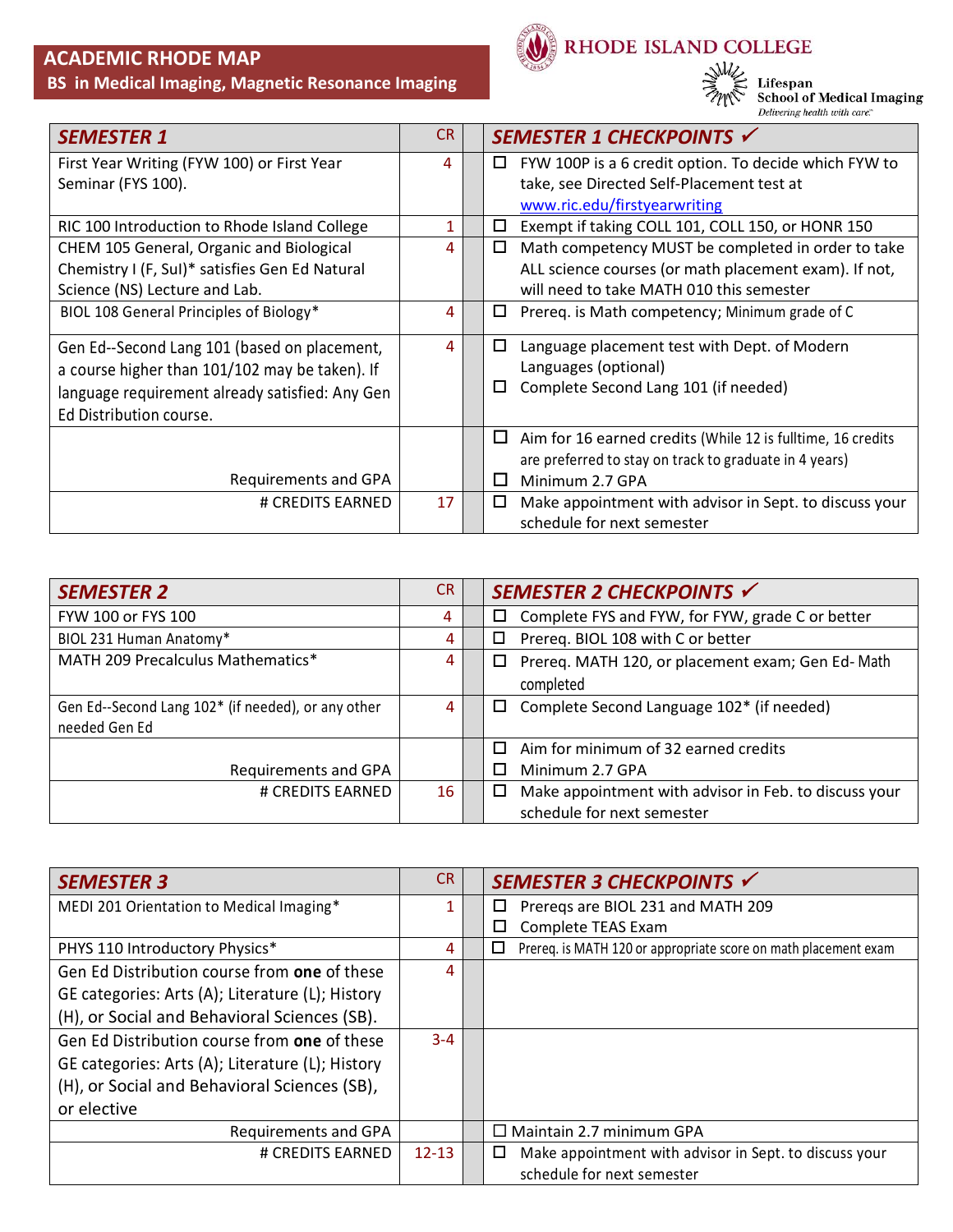# ACADEMIC RHODE MAP

## BS in Medical Imaging, Magnetic Resonance Imaging

RHODE ISLAND COLLEGE

Lifespan School of Medical Imaging
*Delivering health with care.*

| SEMESTER 1 | CR | | SEMESTER 1 CHECKPOINTS ✓ |
|---|---|---|---|
| First Year Writing (FYW 100) or First Year Seminar (FYS 100). | 4 | | ☐ FYW 100P is a 6 credit option. To decide which FYW to take, see Directed Self-Placement test at www.ric.edu/firstyearwriting |
| RIC 100 Introduction to Rhode Island College | 1 | | ☐ Exempt if taking COLL 101, COLL 150, or HONR 150 |
| CHEM 105 General, Organic and Biological Chemistry I (F, SuI)* satisfies Gen Ed Natural Science (NS) Lecture and Lab. | 4 | | ☐ Math competency MUST be completed in order to take ALL science courses (or math placement exam). If not, will need to take MATH 010 this semester |
| BIOL 108 General Principles of Biology* | 4 | | ☐ Prereq. is Math competency; Minimum grade of C |
| Gen Ed--Second Lang 101 (based on placement, a course higher than 101/102 may be taken). If language requirement already satisfied: Any Gen Ed Distribution course. | 4 | | ☐ Language placement test with Dept. of Modern Languages (optional)<br>☐ Complete Second Lang 101 (if needed) |
| Requirements and GPA | | | ☐ Aim for 16 earned credits (While 12 is fulltime, 16 credits are preferred to stay on track to graduate in 4 years)<br>☐ Minimum 2.7 GPA |
| # CREDITS EARNED | 17 | | ☐ Make appointment with advisor in Sept. to discuss your schedule for next semester |

| SEMESTER 2 | CR | | SEMESTER 2 CHECKPOINTS ✓ |
|---|---|---|---|
| FYW 100 or FYS 100 | 4 | | ☐ Complete FYS and FYW, for FYW, grade C or better |
| BIOL 231 Human Anatomy* | 4 | | ☐ Prereq. BIOL 108 with C or better |
| MATH 209 Precalculus Mathematics* | 4 | | ☐ Prereq. MATH 120, or placement exam; Gen Ed- Math completed |
| Gen Ed--Second Lang 102* (if needed), or any other needed Gen Ed | 4 | | ☐ Complete Second Language 102* (if needed) |
| Requirements and GPA | | | ☐ Aim for minimum of 32 earned credits<br>☐ Minimum 2.7 GPA |
| # CREDITS EARNED | 16 | | ☐ Make appointment with advisor in Feb. to discuss your schedule for next semester |

| SEMESTER 3 | CR | | SEMESTER 3 CHECKPOINTS ✓ |
|---|---|---|---|
| MEDI 201 Orientation to Medical Imaging* | 1 | | ☐ Prereqs are BIOL 231 and MATH 209<br>☐ Complete TEAS Exam |
| PHYS 110 Introductory Physics* | 4 | | ☐ Prereq. is MATH 120 or appropriate score on math placement exam |
| Gen Ed Distribution course from **one** of these GE categories: Arts (A); Literature (L); History (H), or Social and Behavioral Sciences (SB). | 4 | | |
| Gen Ed Distribution course from **one** of these GE categories: Arts (A); Literature (L); History (H), or Social and Behavioral Sciences (SB), or elective | 3-4 | | |
| Requirements and GPA | | | ☐ Maintain 2.7 minimum GPA |
| # CREDITS EARNED | 12-13 | | ☐ Make appointment with advisor in Sept. to discuss your schedule for next semester |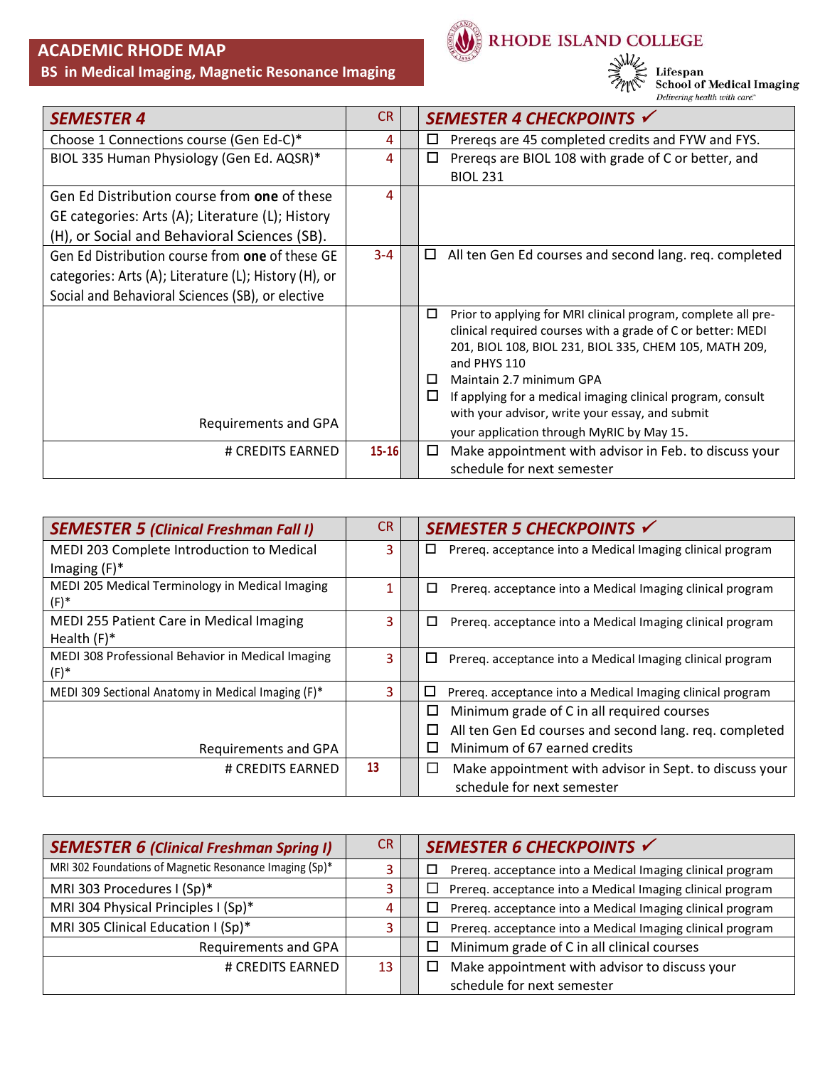# ACADEMIC RHODE MAP

## BS in Medical Imaging, Magnetic Resonance Imaging

RHODE ISLAND COLLEGE

Lifespan School of Medical Imaging
*Delivering health with care.*

| *SEMESTER 4* | CR | | *SEMESTER 4 CHECKPOINTS* ✓ |
|---|---|---|---|
| Choose 1 Connections course (Gen Ed-C)* | 4 | | ☐ Prereqs are 45 completed credits and FYW and FYS. |
| BIOL 335 Human Physiology (Gen Ed. AQSR)* | 4 | | ☐ Prereqs are BIOL 108 with grade of C or better, and BIOL 231 |
| Gen Ed Distribution course from **one** of these GE categories: Arts (A); Literature (L); History (H), or Social and Behavioral Sciences (SB). | 4 | | |
| Gen Ed Distribution course from **one** of these GE categories: Arts (A); Literature (L); History (H), or Social and Behavioral Sciences (SB), or elective | 3-4 | | ☐ All ten Gen Ed courses and second lang. req. completed |
| Requirements and GPA | | | ☐ Prior to applying for MRI clinical program, complete all pre-clinical required courses with a grade of C or better: MEDI 201, BIOL 108, BIOL 231, BIOL 335, CHEM 105, MATH 209, and PHYS 110<br>☐ Maintain 2.7 minimum GPA<br>☐ If applying for a medical imaging clinical program, consult with your advisor, write your essay, and submit your application through MyRIC by May 15. |
| # CREDITS EARNED | **15-16** | | ☐ Make appointment with advisor in Feb. to discuss your schedule for next semester |

| *SEMESTER 5 (Clinical Freshman Fall I)* | CR | | *SEMESTER 5 CHECKPOINTS* ✓ |
|---|---|---|---|
| MEDI 203 Complete Introduction to Medical Imaging (F)* | 3 | | ☐ Prereq. acceptance into a Medical Imaging clinical program |
| MEDI 205 Medical Terminology in Medical Imaging (F)* | 1 | | ☐ Prereq. acceptance into a Medical Imaging clinical program |
| MEDI 255 Patient Care in Medical Imaging Health (F)* | 3 | | ☐ Prereq. acceptance into a Medical Imaging clinical program |
| MEDI 308 Professional Behavior in Medical Imaging (F)* | 3 | | ☐ Prereq. acceptance into a Medical Imaging clinical program |
| MEDI 309 Sectional Anatomy in Medical Imaging (F)* | 3 | | ☐ Prereq. acceptance into a Medical Imaging clinical program |
| Requirements and GPA | | | ☐ Minimum grade of C in all required courses<br>☐ All ten Gen Ed courses and second lang. req. completed<br>☐ Minimum of 67 earned credits |
| # CREDITS EARNED | **13** | | ☐ Make appointment with advisor in Sept. to discuss your schedule for next semester |

| *SEMESTER 6 (Clinical Freshman Spring I)* | CR | | *SEMESTER 6 CHECKPOINTS* ✓ |
|---|---|---|---|
| MRI 302 Foundations of Magnetic Resonance Imaging (Sp)* | 3 | | ☐ Prereq. acceptance into a Medical Imaging clinical program |
| MRI 303 Procedures I (Sp)* | 3 | | ☐ Prereq. acceptance into a Medical Imaging clinical program |
| MRI 304 Physical Principles I (Sp)* | 4 | | ☐ Prereq. acceptance into a Medical Imaging clinical program |
| MRI 305 Clinical Education I (Sp)* | 3 | | ☐ Prereq. acceptance into a Medical Imaging clinical program |
| Requirements and GPA | | | ☐ Minimum grade of C in all clinical courses |
| # CREDITS EARNED | 13 | | ☐ Make appointment with advisor to discuss your schedule for next semester |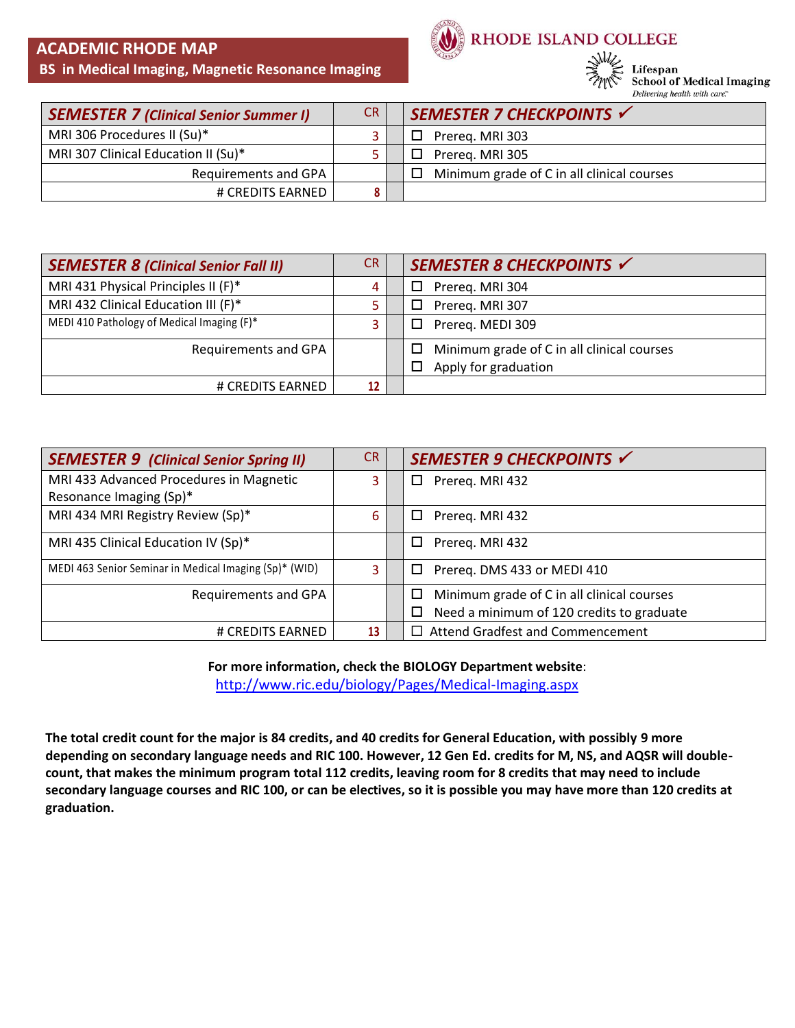# ACADEMIC RHODE MAP

## BS in Medical Imaging, Magnetic Resonance Imaging

RHODE ISLAND COLLEGE

Lifespan School of Medical Imaging
*Delivering health with care.*

| *SEMESTER 7 (Clinical Senior Summer I)* | CR | | *SEMESTER 7 CHECKPOINTS ✓* |
|---|---|---|---|
| MRI 306 Procedures II (Su)* | 3 | | ☐ Prereq. MRI 303 |
| MRI 307 Clinical Education II (Su)* | 5 | | ☐ Prereq. MRI 305 |
| Requirements and GPA | | | ☐ Minimum grade of C in all clinical courses |
| # CREDITS EARNED | **8** | | |

| *SEMESTER 8 (Clinical Senior Fall II)* | CR | | *SEMESTER 8 CHECKPOINTS ✓* |
|---|---|---|---|
| MRI 431 Physical Principles II (F)* | 4 | | ☐ Prereq. MRI 304 |
| MRI 432 Clinical Education III (F)* | 5 | | ☐ Prereq. MRI 307 |
| MEDI 410 Pathology of Medical Imaging (F)* | 3 | | ☐ Prereq. MEDI 309 |
| Requirements and GPA | | | ☐ Minimum grade of C in all clinical courses<br>☐ Apply for graduation |
| # CREDITS EARNED | **12** | | |

| *SEMESTER 9 (Clinical Senior Spring II)* | CR | | *SEMESTER 9 CHECKPOINTS ✓* |
|---|---|---|---|
| MRI 433 Advanced Procedures in Magnetic Resonance Imaging (Sp)* | 3 | | ☐ Prereq. MRI 432 |
| MRI 434 MRI Registry Review (Sp)* | 6 | | ☐ Prereq. MRI 432 |
| MRI 435 Clinical Education IV (Sp)* | | | ☐ Prereq. MRI 432 |
| MEDI 463 Senior Seminar in Medical Imaging (Sp)* (WID) | 3 | | ☐ Prereq. DMS 433 or MEDI 410 |
| Requirements and GPA | | | ☐ Minimum grade of C in all clinical courses<br>☐ Need a minimum of 120 credits to graduate |
| # CREDITS EARNED | **13** | | ☐ Attend Gradfest and Commencement |

**For more information, check the BIOLOGY Department website**:
[http://www.ric.edu/biology/Pages/Medical-Imaging.aspx](http://www.ric.edu/biology/Pages/Medical-Imaging.aspx)

**The total credit count for the major is 84 credits, and 40 credits for General Education, with possibly 9 more depending on secondary language needs and RIC 100. However, 12 Gen Ed. credits for M, NS, and AQSR will double-count, that makes the minimum program total 112 credits, leaving room for 8 credits that may need to include secondary language courses and RIC 100, or can be electives, so it is possible you may have more than 120 credits at graduation.**